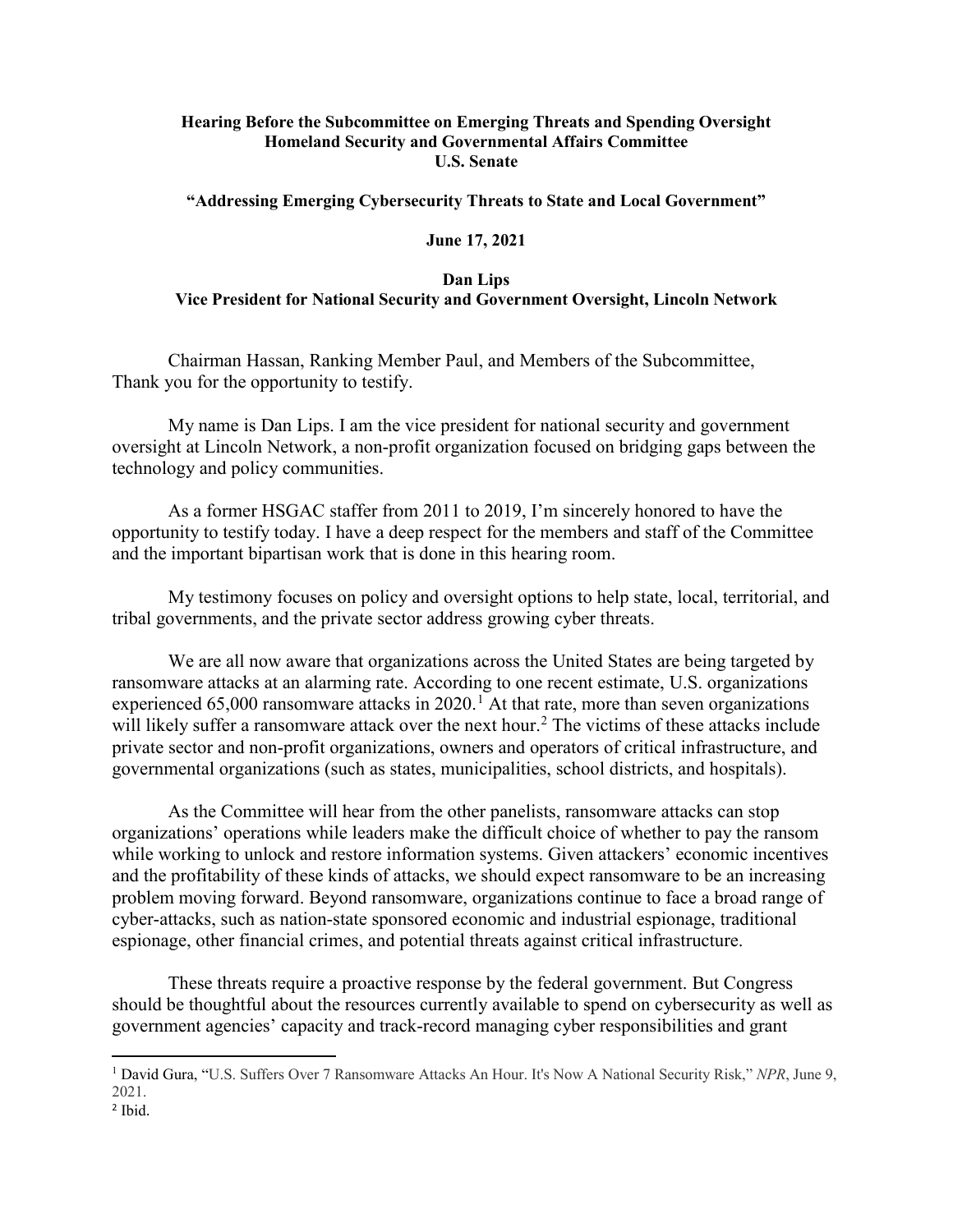**Hearing Before the Subcommittee on Emerging Threats and Spending Oversight**
**Homeland Security and Governmental Affairs Committee**
**U.S. Senate**

**"Addressing Emerging Cybersecurity Threats to State and Local Government"**

**June 17, 2021**

**Dan Lips**
**Vice President for National Security and Government Oversight, Lincoln Network**

Chairman Hassan, Ranking Member Paul, and Members of the Subcommittee,
Thank you for the opportunity to testify.

My name is Dan Lips. I am the vice president for national security and government oversight at Lincoln Network, a non-profit organization focused on bridging gaps between the technology and policy communities.

As a former HSGAC staffer from 2011 to 2019, I'm sincerely honored to have the opportunity to testify today. I have a deep respect for the members and staff of the Committee and the important bipartisan work that is done in this hearing room.

My testimony focuses on policy and oversight options to help state, local, territorial, and tribal governments, and the private sector address growing cyber threats.

We are all now aware that organizations across the United States are being targeted by ransomware attacks at an alarming rate. According to one recent estimate, U.S. organizations experienced 65,000 ransomware attacks in 2020.[1] At that rate, more than seven organizations will likely suffer a ransomware attack over the next hour.[2] The victims of these attacks include private sector and non-profit organizations, owners and operators of critical infrastructure, and governmental organizations (such as states, municipalities, school districts, and hospitals).

As the Committee will hear from the other panelists, ransomware attacks can stop organizations' operations while leaders make the difficult choice of whether to pay the ransom while working to unlock and restore information systems. Given attackers' economic incentives and the profitability of these kinds of attacks, we should expect ransomware to be an increasing problem moving forward. Beyond ransomware, organizations continue to face a broad range of cyber-attacks, such as nation-state sponsored economic and industrial espionage, traditional espionage, other financial crimes, and potential threats against critical infrastructure.

These threats require a proactive response by the federal government. But Congress should be thoughtful about the resources currently available to spend on cybersecurity as well as government agencies' capacity and track-record managing cyber responsibilities and grant

---

[1] David Gura, "U.S. Suffers Over 7 Ransomware Attacks An Hour. It's Now A National Security Risk," *NPR*, June 9, 2021.

[2] Ibid.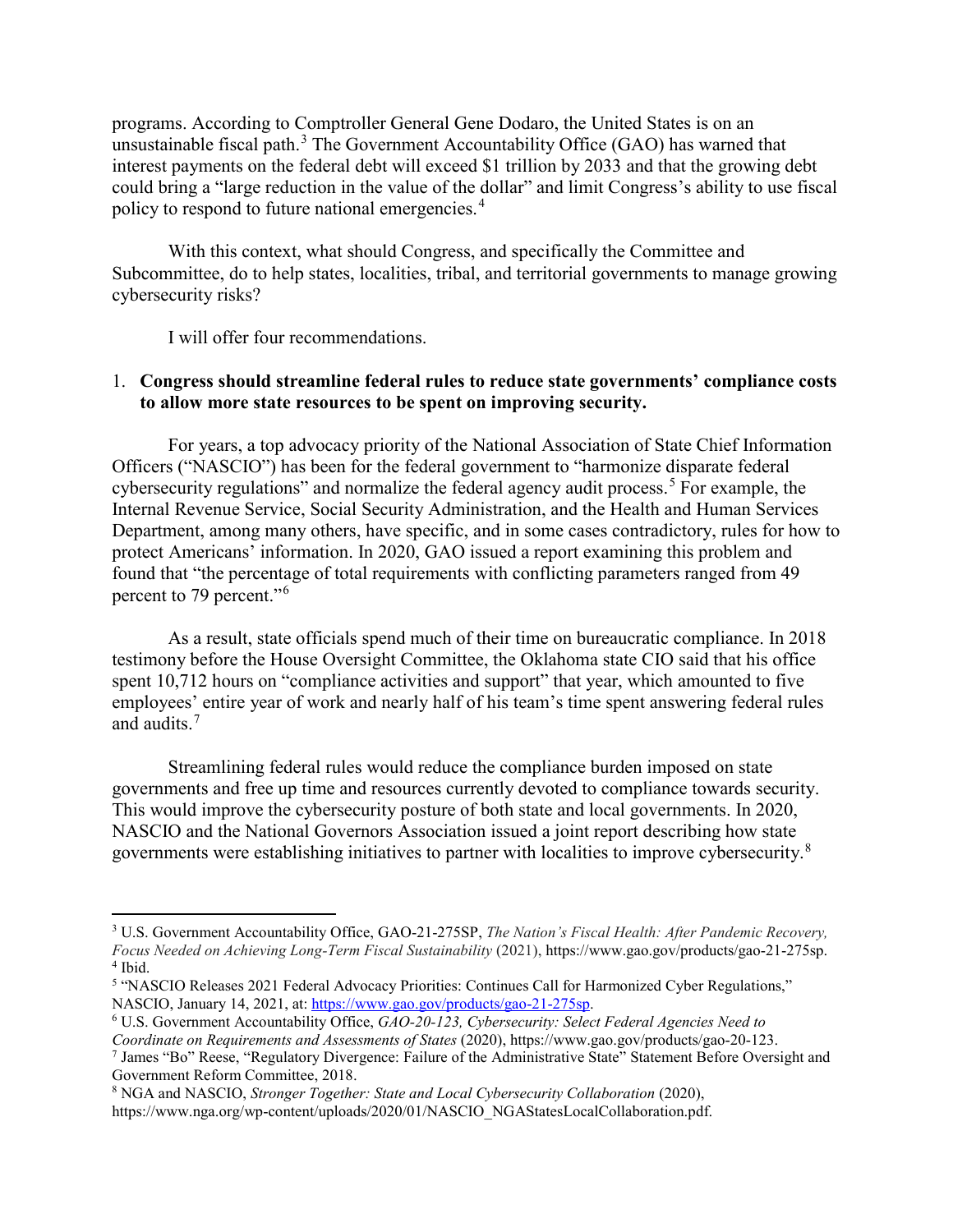programs. According to Comptroller General Gene Dodaro, the United States is on an unsustainable fiscal path.[3] The Government Accountability Office (GAO) has warned that interest payments on the federal debt will exceed $1 trillion by 2033 and that the growing debt could bring a "large reduction in the value of the dollar" and limit Congress's ability to use fiscal policy to respond to future national emergencies.[4]

With this context, what should Congress, and specifically the Committee and Subcommittee, do to help states, localities, tribal, and territorial governments to manage growing cybersecurity risks?

I will offer four recommendations.

1. **Congress should streamline federal rules to reduce state governments' compliance costs to allow more state resources to be spent on improving security.**

For years, a top advocacy priority of the National Association of State Chief Information Officers ("NASCIO") has been for the federal government to "harmonize disparate federal cybersecurity regulations" and normalize the federal agency audit process.[5] For example, the Internal Revenue Service, Social Security Administration, and the Health and Human Services Department, among many others, have specific, and in some cases contradictory, rules for how to protect Americans' information. In 2020, GAO issued a report examining this problem and found that "the percentage of total requirements with conflicting parameters ranged from 49 percent to 79 percent."[6]

As a result, state officials spend much of their time on bureaucratic compliance. In 2018 testimony before the House Oversight Committee, the Oklahoma state CIO said that his office spent 10,712 hours on "compliance activities and support" that year, which amounted to five employees' entire year of work and nearly half of his team's time spent answering federal rules and audits.[7]

Streamlining federal rules would reduce the compliance burden imposed on state governments and free up time and resources currently devoted to compliance towards security. This would improve the cybersecurity posture of both state and local governments. In 2020, NASCIO and the National Governors Association issued a joint report describing how state governments were establishing initiatives to partner with localities to improve cybersecurity.[8]

---

[3] U.S. Government Accountability Office, GAO-21-275SP, *The Nation's Fiscal Health: After Pandemic Recovery, Focus Needed on Achieving Long-Term Fiscal Sustainability* (2021), https://www.gao.gov/products/gao-21-275sp.

[4] Ibid.

[5] "NASCIO Releases 2021 Federal Advocacy Priorities: Continues Call for Harmonized Cyber Regulations," NASCIO, January 14, 2021, at: https://www.gao.gov/products/gao-21-275sp.

[6] U.S. Government Accountability Office, *GAO-20-123, Cybersecurity: Select Federal Agencies Need to Coordinate on Requirements and Assessments of States* (2020), https://www.gao.gov/products/gao-20-123.

[7] James "Bo" Reese, "Regulatory Divergence: Failure of the Administrative State" Statement Before Oversight and Government Reform Committee, 2018.

[8] NGA and NASCIO, *Stronger Together: State and Local Cybersecurity Collaboration* (2020), https://www.nga.org/wp-content/uploads/2020/01/NASCIO_NGAStatesLocalCollaboration.pdf.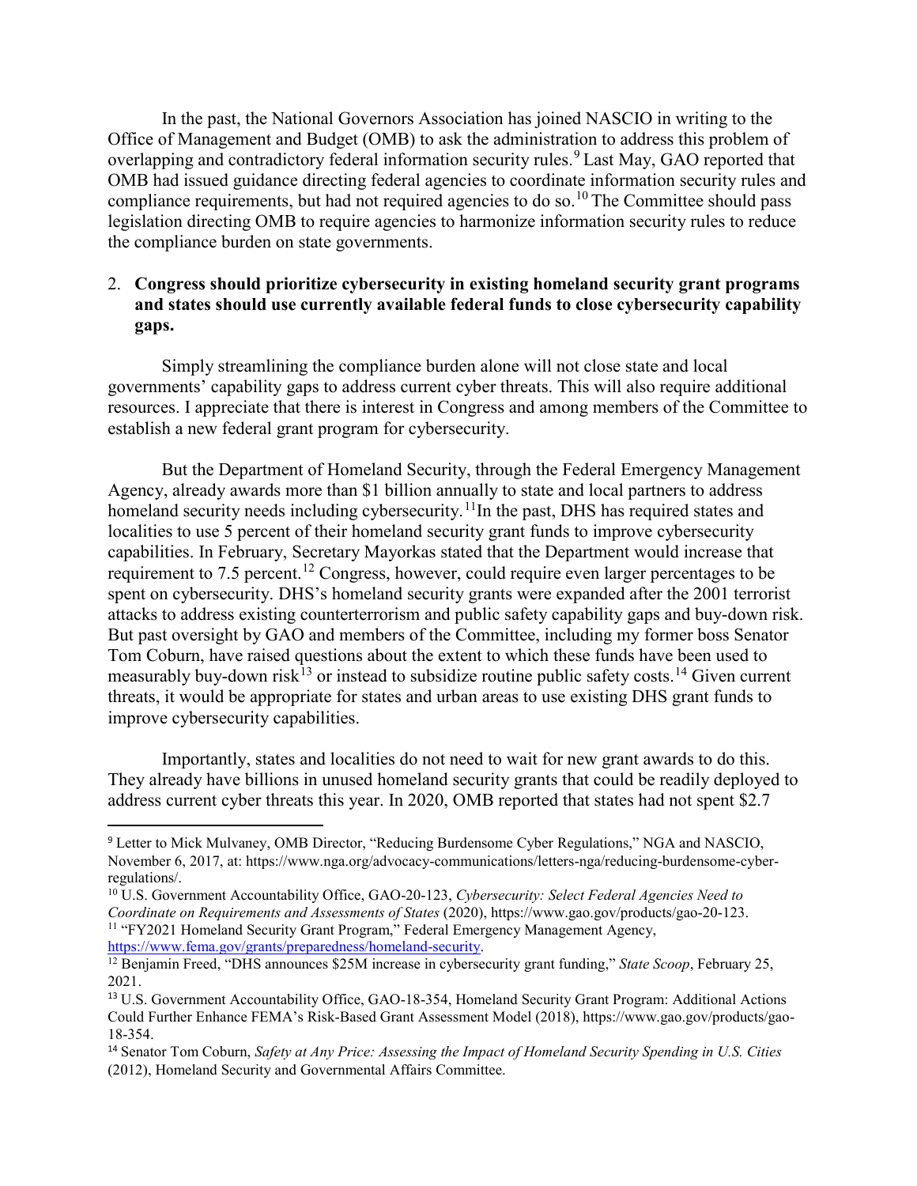In the past, the National Governors Association has joined NASCIO in writing to the Office of Management and Budget (OMB) to ask the administration to address this problem of overlapping and contradictory federal information security rules.[9] Last May, GAO reported that OMB had issued guidance directing federal agencies to coordinate information security rules and compliance requirements, but had not required agencies to do so.[10] The Committee should pass legislation directing OMB to require agencies to harmonize information security rules to reduce the compliance burden on state governments.

2. **Congress should prioritize cybersecurity in existing homeland security grant programs and states should use currently available federal funds to close cybersecurity capability gaps.**

Simply streamlining the compliance burden alone will not close state and local governments' capability gaps to address current cyber threats. This will also require additional resources. I appreciate that there is interest in Congress and among members of the Committee to establish a new federal grant program for cybersecurity.

But the Department of Homeland Security, through the Federal Emergency Management Agency, already awards more than $1 billion annually to state and local partners to address homeland security needs including cybersecurity.[11] In the past, DHS has required states and localities to use 5 percent of their homeland security grant funds to improve cybersecurity capabilities. In February, Secretary Mayorkas stated that the Department would increase that requirement to 7.5 percent.[12] Congress, however, could require even larger percentages to be spent on cybersecurity. DHS's homeland security grants were expanded after the 2001 terrorist attacks to address existing counterterrorism and public safety capability gaps and buy-down risk. But past oversight by GAO and members of the Committee, including my former boss Senator Tom Coburn, have raised questions about the extent to which these funds have been used to measurably buy-down risk[13] or instead to subsidize routine public safety costs.[14] Given current threats, it would be appropriate for states and urban areas to use existing DHS grant funds to improve cybersecurity capabilities.

Importantly, states and localities do not need to wait for new grant awards to do this. They already have billions in unused homeland security grants that could be readily deployed to address current cyber threats this year. In 2020, OMB reported that states had not spent $2.7

---

[9] Letter to Mick Mulvaney, OMB Director, "Reducing Burdensome Cyber Regulations," NGA and NASCIO, November 6, 2017, at: https://www.nga.org/advocacy-communications/letters-nga/reducing-burdensome-cyber-regulations/.

[10] U.S. Government Accountability Office, GAO-20-123, *Cybersecurity: Select Federal Agencies Need to Coordinate on Requirements and Assessments of States* (2020), https://www.gao.gov/products/gao-20-123.

[11] "FY2021 Homeland Security Grant Program," Federal Emergency Management Agency, https://www.fema.gov/grants/preparedness/homeland-security.

[12] Benjamin Freed, "DHS announces $25M increase in cybersecurity grant funding," *State Scoop*, February 25, 2021.

[13] U.S. Government Accountability Office, GAO-18-354, Homeland Security Grant Program: Additional Actions Could Further Enhance FEMA's Risk-Based Grant Assessment Model (2018), https://www.gao.gov/products/gao-18-354.

[14] Senator Tom Coburn, *Safety at Any Price: Assessing the Impact of Homeland Security Spending in U.S. Cities* (2012), Homeland Security and Governmental Affairs Committee.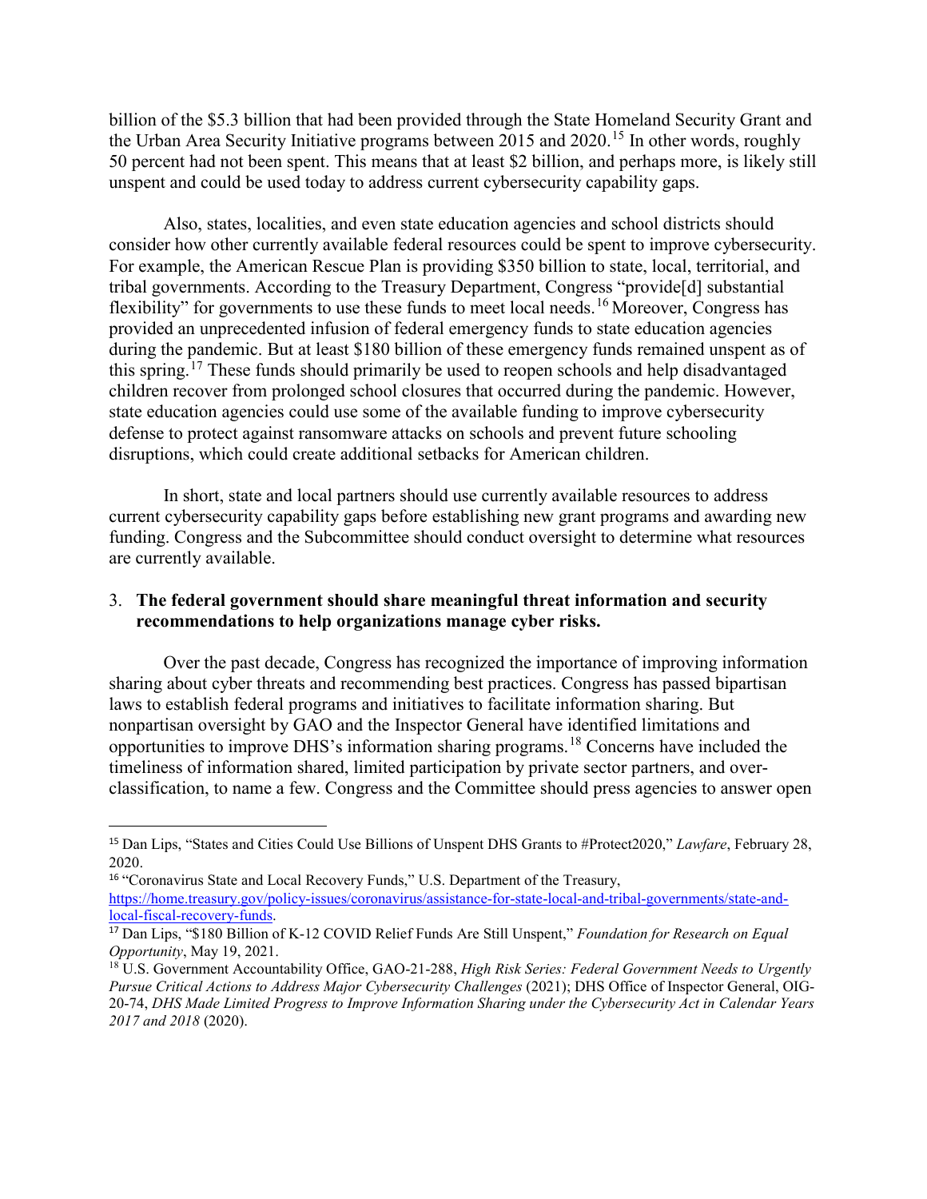billion of the $5.3 billion that had been provided through the State Homeland Security Grant and the Urban Area Security Initiative programs between 2015 and 2020.[15] In other words, roughly 50 percent had not been spent. This means that at least $2 billion, and perhaps more, is likely still unspent and could be used today to address current cybersecurity capability gaps.

Also, states, localities, and even state education agencies and school districts should consider how other currently available federal resources could be spent to improve cybersecurity. For example, the American Rescue Plan is providing $350 billion to state, local, territorial, and tribal governments. According to the Treasury Department, Congress "provide[d] substantial flexibility" for governments to use these funds to meet local needs.[16] Moreover, Congress has provided an unprecedented infusion of federal emergency funds to state education agencies during the pandemic. But at least $180 billion of these emergency funds remained unspent as of this spring.[17] These funds should primarily be used to reopen schools and help disadvantaged children recover from prolonged school closures that occurred during the pandemic. However, state education agencies could use some of the available funding to improve cybersecurity defense to protect against ransomware attacks on schools and prevent future schooling disruptions, which could create additional setbacks for American children.

In short, state and local partners should use currently available resources to address current cybersecurity capability gaps before establishing new grant programs and awarding new funding. Congress and the Subcommittee should conduct oversight to determine what resources are currently available.

3. **The federal government should share meaningful threat information and security recommendations to help organizations manage cyber risks.**

Over the past decade, Congress has recognized the importance of improving information sharing about cyber threats and recommending best practices. Congress has passed bipartisan laws to establish federal programs and initiatives to facilitate information sharing. But nonpartisan oversight by GAO and the Inspector General have identified limitations and opportunities to improve DHS's information sharing programs.[18] Concerns have included the timeliness of information shared, limited participation by private sector partners, and over-classification, to name a few. Congress and the Committee should press agencies to answer open

---

[15] Dan Lips, "States and Cities Could Use Billions of Unspent DHS Grants to #Protect2020," *Lawfare*, February 28, 2020.

[16] "Coronavirus State and Local Recovery Funds," U.S. Department of the Treasury, https://home.treasury.gov/policy-issues/coronavirus/assistance-for-state-local-and-tribal-governments/state-and-local-fiscal-recovery-funds.

[17] Dan Lips, "$180 Billion of K-12 COVID Relief Funds Are Still Unspent," *Foundation for Research on Equal Opportunity*, May 19, 2021.

[18] U.S. Government Accountability Office, GAO-21-288, *High Risk Series: Federal Government Needs to Urgently Pursue Critical Actions to Address Major Cybersecurity Challenges* (2021); DHS Office of Inspector General, OIG-20-74, *DHS Made Limited Progress to Improve Information Sharing under the Cybersecurity Act in Calendar Years 2017 and 2018* (2020).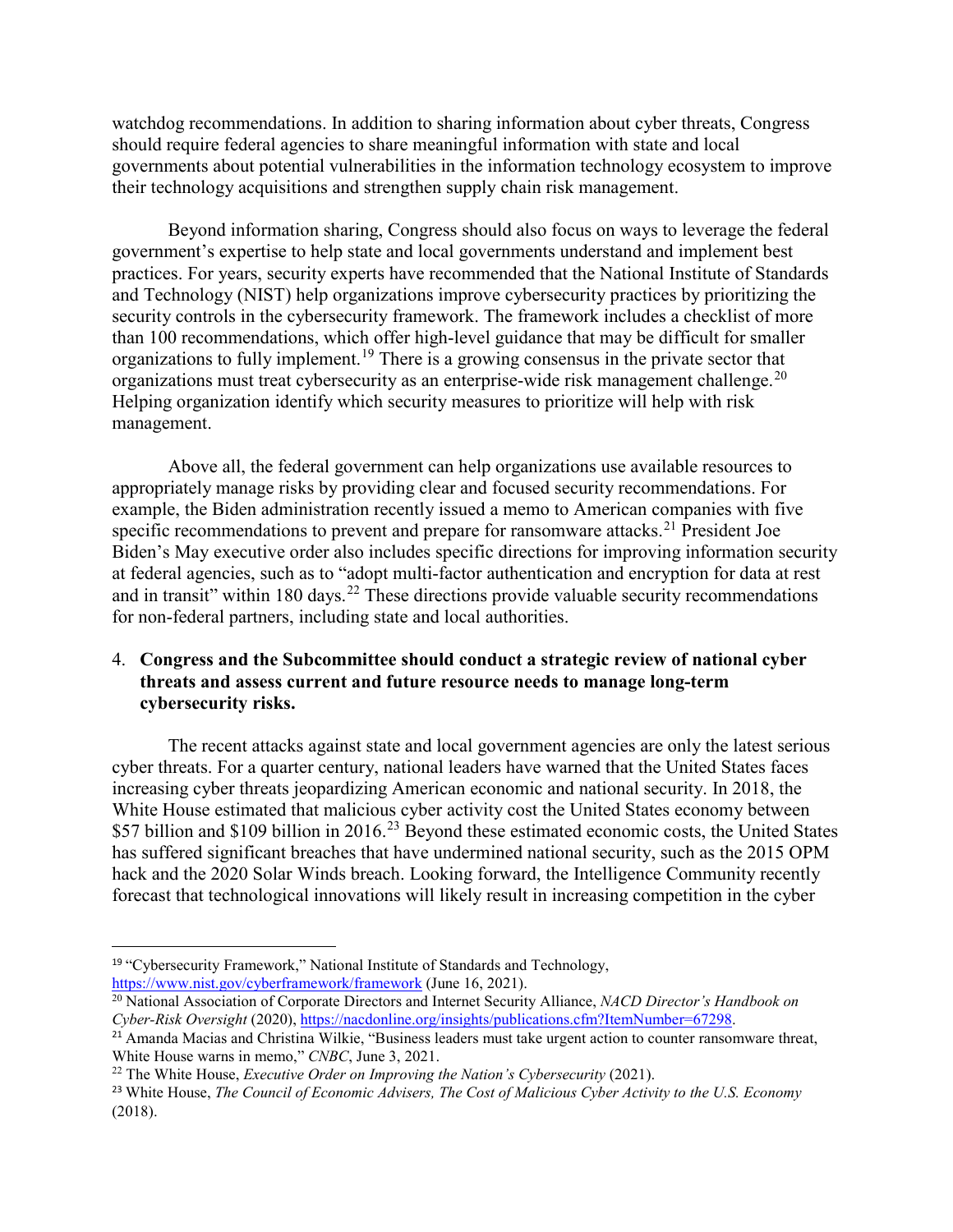watchdog recommendations. In addition to sharing information about cyber threats, Congress should require federal agencies to share meaningful information with state and local governments about potential vulnerabilities in the information technology ecosystem to improve their technology acquisitions and strengthen supply chain risk management.

Beyond information sharing, Congress should also focus on ways to leverage the federal government's expertise to help state and local governments understand and implement best practices. For years, security experts have recommended that the National Institute of Standards and Technology (NIST) help organizations improve cybersecurity practices by prioritizing the security controls in the cybersecurity framework. The framework includes a checklist of more than 100 recommendations, which offer high-level guidance that may be difficult for smaller organizations to fully implement.[19] There is a growing consensus in the private sector that organizations must treat cybersecurity as an enterprise-wide risk management challenge.[20] Helping organization identify which security measures to prioritize will help with risk management.

Above all, the federal government can help organizations use available resources to appropriately manage risks by providing clear and focused security recommendations. For example, the Biden administration recently issued a memo to American companies with five specific recommendations to prevent and prepare for ransomware attacks.[21] President Joe Biden's May executive order also includes specific directions for improving information security at federal agencies, such as to "adopt multi-factor authentication and encryption for data at rest and in transit" within 180 days.[22] These directions provide valuable security recommendations for non-federal partners, including state and local authorities.

4. **Congress and the Subcommittee should conduct a strategic review of national cyber threats and assess current and future resource needs to manage long-term cybersecurity risks.**

The recent attacks against state and local government agencies are only the latest serious cyber threats. For a quarter century, national leaders have warned that the United States faces increasing cyber threats jeopardizing American economic and national security. In 2018, the White House estimated that malicious cyber activity cost the United States economy between $57 billion and $109 billion in 2016.[23] Beyond these estimated economic costs, the United States has suffered significant breaches that have undermined national security, such as the 2015 OPM hack and the 2020 Solar Winds breach. Looking forward, the Intelligence Community recently forecast that technological innovations will likely result in increasing competition in the cyber

---

[19] "Cybersecurity Framework," National Institute of Standards and Technology, https://www.nist.gov/cyberframework/framework (June 16, 2021).

[20] National Association of Corporate Directors and Internet Security Alliance, *NACD Director's Handbook on Cyber-Risk Oversight* (2020), https://nacdonline.org/insights/publications.cfm?ItemNumber=67298.

[21] Amanda Macias and Christina Wilkie, "Business leaders must take urgent action to counter ransomware threat, White House warns in memo," *CNBC*, June 3, 2021.

[22] The White House, *Executive Order on Improving the Nation's Cybersecurity* (2021).

[23] White House, *The Council of Economic Advisers, The Cost of Malicious Cyber Activity to the U.S. Economy* (2018).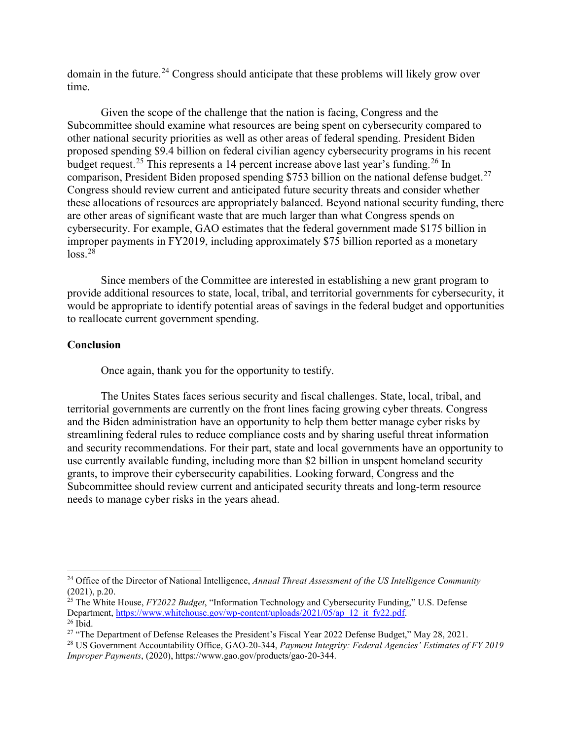domain in the future.[24] Congress should anticipate that these problems will likely grow over time.

Given the scope of the challenge that the nation is facing, Congress and the Subcommittee should examine what resources are being spent on cybersecurity compared to other national security priorities as well as other areas of federal spending. President Biden proposed spending $9.4 billion on federal civilian agency cybersecurity programs in his recent budget request.[25] This represents a 14 percent increase above last year's funding.[26] In comparison, President Biden proposed spending $753 billion on the national defense budget.[27] Congress should review current and anticipated future security threats and consider whether these allocations of resources are appropriately balanced. Beyond national security funding, there are other areas of significant waste that are much larger than what Congress spends on cybersecurity. For example, GAO estimates that the federal government made $175 billion in improper payments in FY2019, including approximately $75 billion reported as a monetary loss.[28]

Since members of the Committee are interested in establishing a new grant program to provide additional resources to state, local, tribal, and territorial governments for cybersecurity, it would be appropriate to identify potential areas of savings in the federal budget and opportunities to reallocate current government spending.

**Conclusion**

Once again, thank you for the opportunity to testify.

The Unites States faces serious security and fiscal challenges. State, local, tribal, and territorial governments are currently on the front lines facing growing cyber threats. Congress and the Biden administration have an opportunity to help them better manage cyber risks by streamlining federal rules to reduce compliance costs and by sharing useful threat information and security recommendations. For their part, state and local governments have an opportunity to use currently available funding, including more than $2 billion in unspent homeland security grants, to improve their cybersecurity capabilities. Looking forward, Congress and the Subcommittee should review current and anticipated security threats and long-term resource needs to manage cyber risks in the years ahead.

---

[24] Office of the Director of National Intelligence, *Annual Threat Assessment of the US Intelligence Community* (2021), p.20.

[25] The White House, *FY2022 Budget*, "Information Technology and Cybersecurity Funding," U.S. Defense Department, [https://www.whitehouse.gov/wp-content/uploads/2021/05/ap_12_it_fy22.pdf](https://www.whitehouse.gov/wp-content/uploads/2021/05/ap_12_it_fy22.pdf).

[26] Ibid.

[27] "The Department of Defense Releases the President's Fiscal Year 2022 Defense Budget," May 28, 2021.

[28] US Government Accountability Office, GAO-20-344, *Payment Integrity: Federal Agencies' Estimates of FY 2019 Improper Payments*, (2020), https://www.gao.gov/products/gao-20-344.